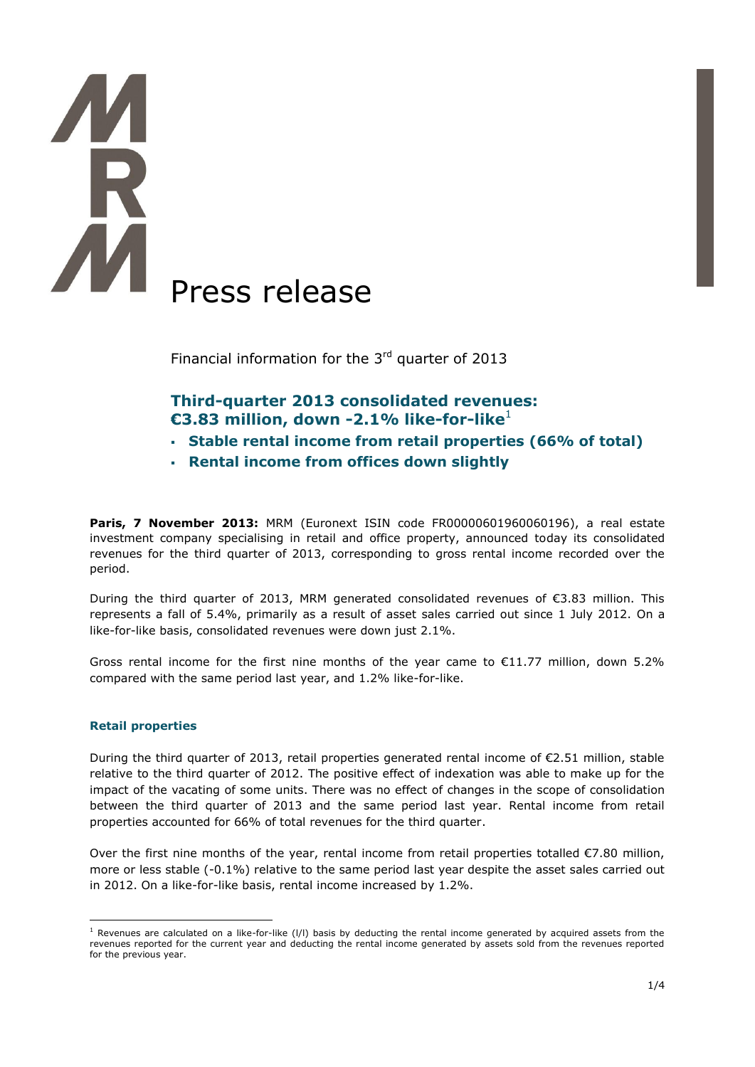# Press release

Financial information for the 3rd quarter of 2013

## Third-quarter 2013 consolidated revenues: €3.83 million, down -2.1% like-for-like[1]

- **Stable rental income from retail properties (66% of total)**
- **Rental income from offices down slightly**

**Paris, 7 November 2013:** MRM (Euronext ISIN code FR00000601960060196), a real estate investment company specialising in retail and office property, announced today its consolidated revenues for the third quarter of 2013, corresponding to gross rental income recorded over the period.

During the third quarter of 2013, MRM generated consolidated revenues of €3.83 million. This represents a fall of 5.4%, primarily as a result of asset sales carried out since 1 July 2012. On a like-for-like basis, consolidated revenues were down just 2.1%.

Gross rental income for the first nine months of the year came to €11.77 million, down 5.2% compared with the same period last year, and 1.2% like-for-like.

### Retail properties

During the third quarter of 2013, retail properties generated rental income of €2.51 million, stable relative to the third quarter of 2012. The positive effect of indexation was able to make up for the impact of the vacating of some units. There was no effect of changes in the scope of consolidation between the third quarter of 2013 and the same period last year. Rental income from retail properties accounted for 66% of total revenues for the third quarter.

Over the first nine months of the year, rental income from retail properties totalled €7.80 million, more or less stable (-0.1%) relative to the same period last year despite the asset sales carried out in 2012. On a like-for-like basis, rental income increased by 1.2%.

[1] Revenues are calculated on a like-for-like (l/l) basis by deducting the rental income generated by acquired assets from the revenues reported for the current year and deducting the rental income generated by assets sold from the revenues reported for the previous year.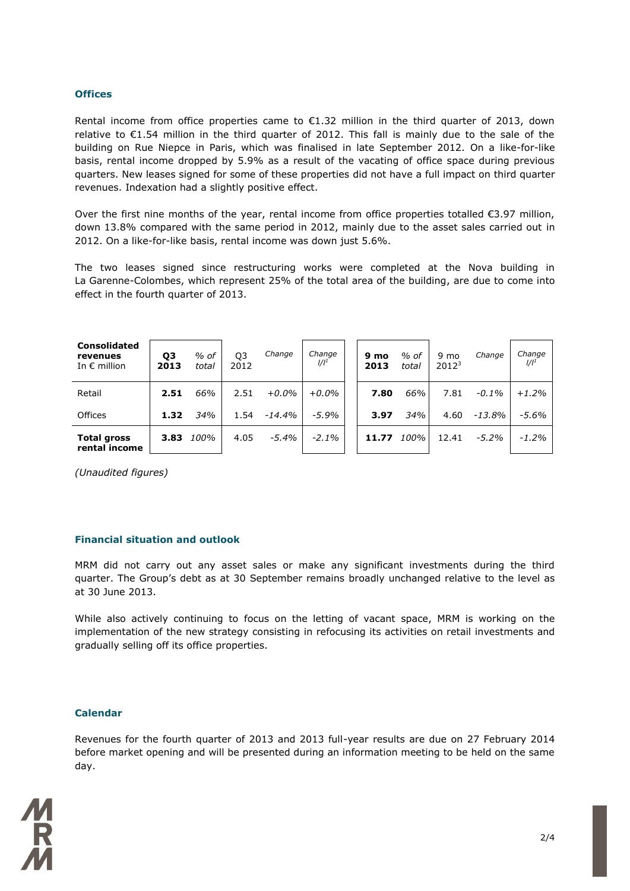### Offices

Rental income from office properties came to €1.32 million in the third quarter of 2013, down relative to €1.54 million in the third quarter of 2012. This fall is mainly due to the sale of the building on Rue Niepce in Paris, which was finalised in late September 2012. On a like-for-like basis, rental income dropped by 5.9% as a result of the vacating of office space during previous quarters. New leases signed for some of these properties did not have a full impact on third quarter revenues. Indexation had a slightly positive effect.

Over the first nine months of the year, rental income from office properties totalled €3.97 million, down 13.8% compared with the same period in 2012, mainly due to the asset sales carried out in 2012. On a like-for-like basis, rental income was down just 5.6%.

The two leases signed since restructuring works were completed at the Nova building in La Garenne-Colombes, which represent 25% of the total area of the building, are due to come into effect in the fourth quarter of 2013.

| **Consolidated revenues** In € million | **Q3 2013** | *% of total* | Q3 2012 | *Change* | *Change l/l*[1] | **9 mo 2013** | *% of total* | 9 mo 2012[3] | *Change* | *Change l/l*[1] |
|---|---|---|---|---|---|---|---|---|---|---|
| Retail | **2.51** | *66%* | 2.51 | *+0.0%* | *+0.0%* | **7.80** | *66%* | 7.81 | *-0.1%* | *+1.2%* |
| Offices | **1.32** | *34%* | 1.54 | *-14.4%* | *-5.9%* | **3.97** | *34%* | 4.60 | *-13.8%* | *-5.6%* |
| **Total gross rental income** | **3.83** | *100%* | 4.05 | *-5.4%* | *-2.1%* | **11.77** | *100%* | 12.41 | *-5.2%* | *-1.2%* |

*(Unaudited figures)*

### Financial situation and outlook

MRM did not carry out any asset sales or make any significant investments during the third quarter. The Group's debt as at 30 September remains broadly unchanged relative to the level as at 30 June 2013.

While also actively continuing to focus on the letting of vacant space, MRM is working on the implementation of the new strategy consisting in refocusing its activities on retail investments and gradually selling off its office properties.

### Calendar

Revenues for the fourth quarter of 2013 and 2013 full-year results are due on 27 February 2014 before market opening and will be presented during an information meeting to be held on the same day.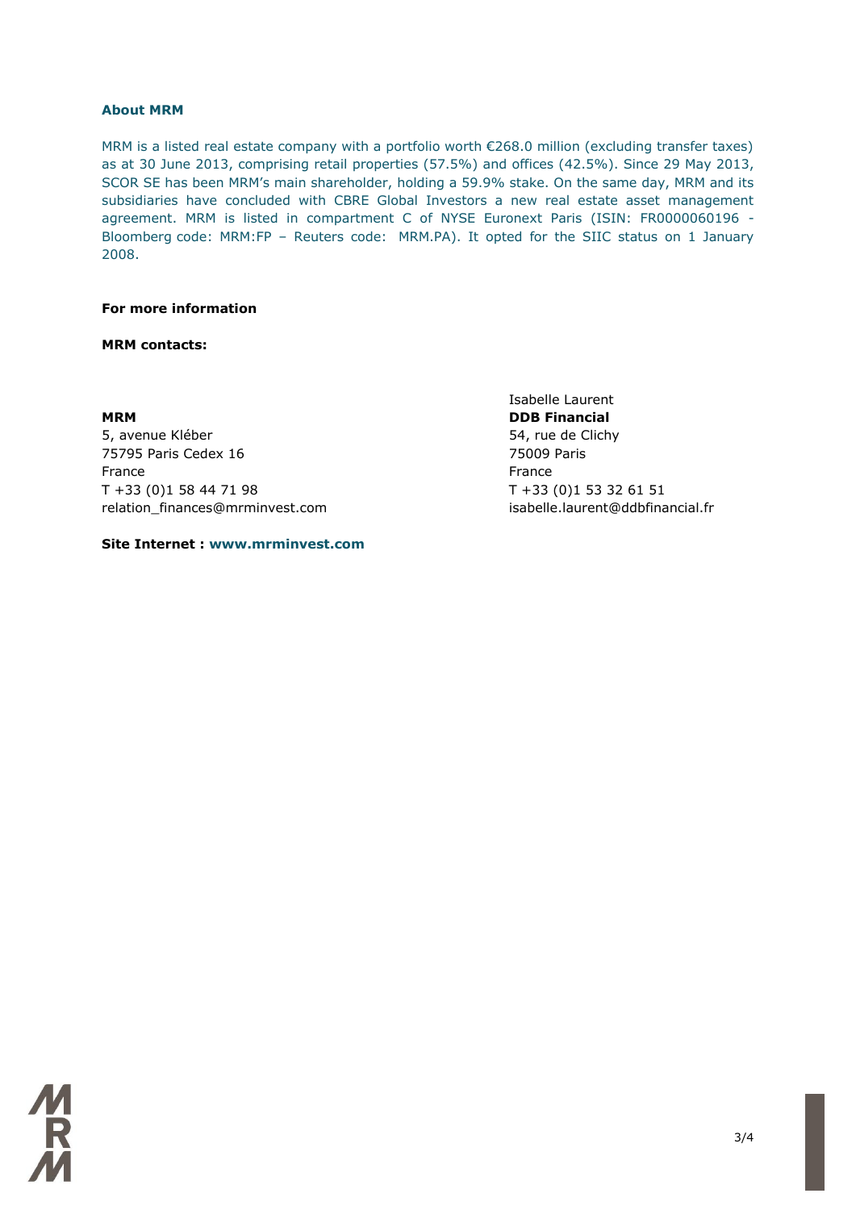## About MRM

MRM is a listed real estate company with a portfolio worth €268.0 million (excluding transfer taxes) as at 30 June 2013, comprising retail properties (57.5%) and offices (42.5%). Since 29 May 2013, SCOR SE has been MRM's main shareholder, holding a 59.9% stake. On the same day, MRM and its subsidiaries have concluded with CBRE Global Investors a new real estate asset management agreement. MRM is listed in compartment C of NYSE Euronext Paris (ISIN: FR0000060196 - Bloomberg code: MRM:FP – Reuters code: MRM.PA). It opted for the SIIC status on 1 January 2008.

**For more information**

**MRM contacts:**

**MRM**
5, avenue Kléber
75795 Paris Cedex 16
France
T +33 (0)1 58 44 71 98
relation_finances@mrminvest.com

Isabelle Laurent
**DDB Financial**
54, rue de Clichy
75009 Paris
France
T +33 (0)1 53 32 61 51
isabelle.laurent@ddbfinancial.fr

**Site Internet : www.mrminvest.com**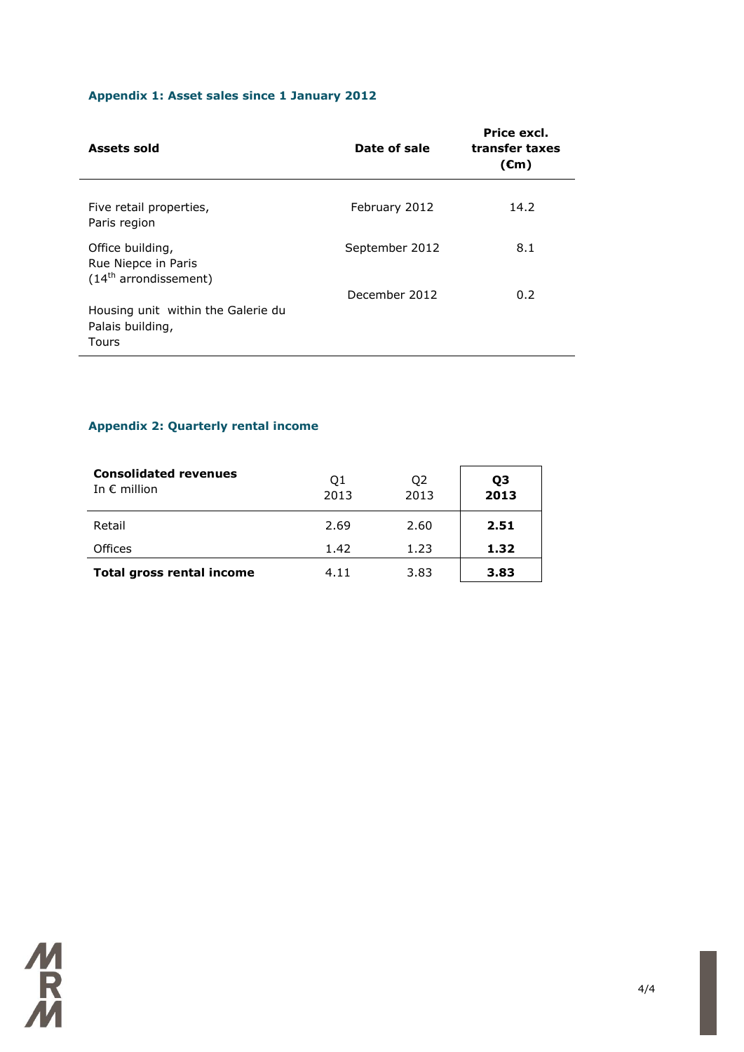### Appendix 1: Asset sales since 1 January 2012

| Assets sold | Date of sale | Price excl. transfer taxes (€m) |
|---|---|---|
| Five retail properties, Paris region | February 2012 | 14.2 |
| Office building, Rue Niepce in Paris (14th arrondissement) | September 2012 | 8.1 |
| Housing unit within the Galerie du Palais building, Tours | December 2012 | 0.2 |

### Appendix 2: Quarterly rental income

| **Consolidated revenues** In € million | Q1 2013 | Q2 2013 | **Q3 2013** |
|---|---|---|---|
| Retail | 2.69 | 2.60 | **2.51** |
| Offices | 1.42 | 1.23 | **1.32** |
| **Total gross rental income** | 4.11 | 3.83 | **3.83** |